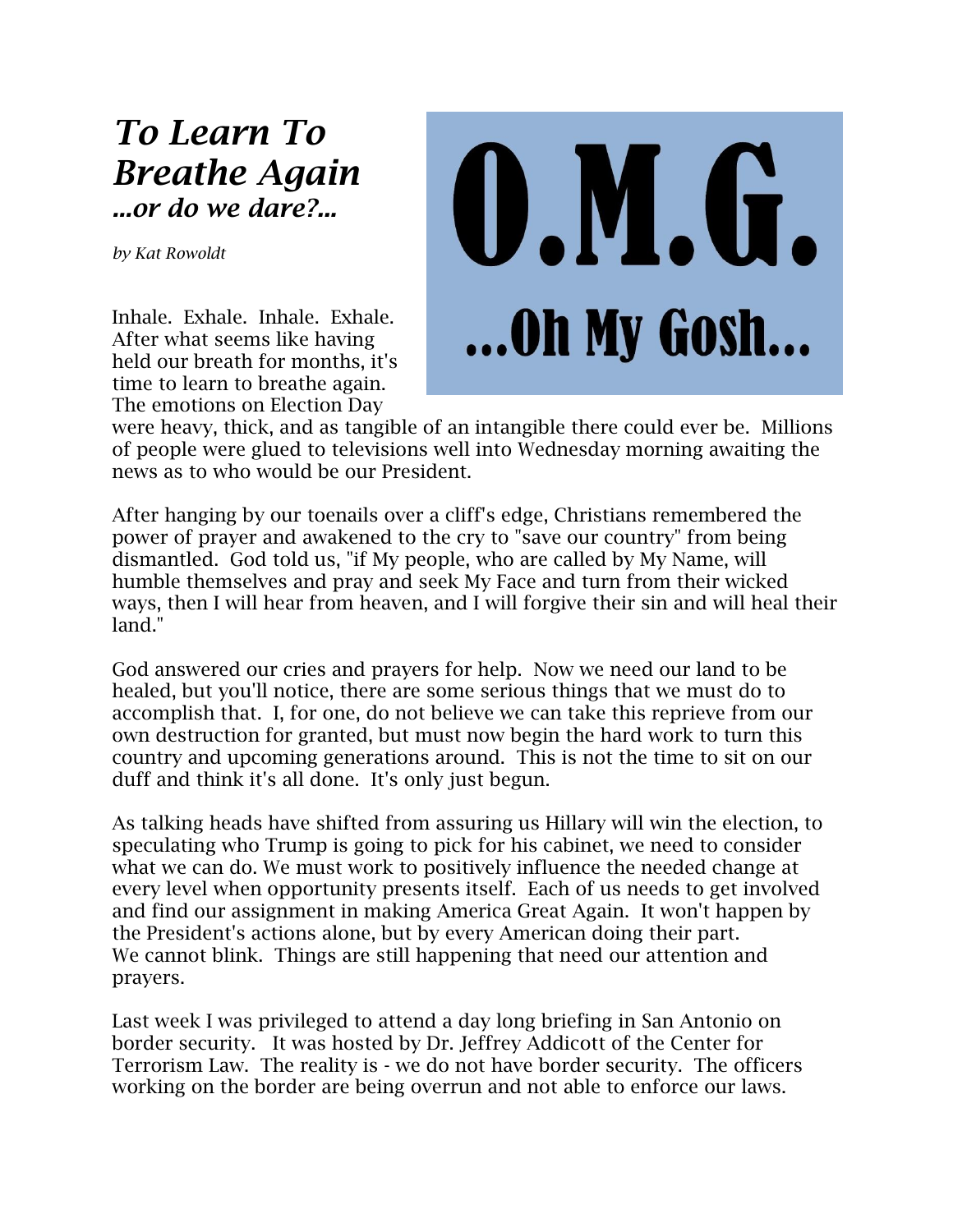# *To Learn To Breathe Again*

### *...or do we dare?...*

*by Kat Rowoldt*

**O.M.G.**

**...Oh My Gosh...**

Inhale. Exhale. Inhale. Exhale. After what seems like having held our breath for months, it's time to learn to breathe again. The emotions on Election Day were heavy, thick, and as tangible of an intangible there could ever be. Millions of people were glued to televisions well into Wednesday morning awaiting the news as to who would be our President.

After hanging by our toenails over a cliff's edge, Christians remembered the power of prayer and awakened to the cry to "save our country" from being dismantled. God told us, "if My people, who are called by My Name, will humble themselves and pray and seek My Face and turn from their wicked ways, then I will hear from heaven, and I will forgive their sin and will heal their land."

God answered our cries and prayers for help. Now we need our land to be healed, but you'll notice, there are some serious things that we must do to accomplish that. I, for one, do not believe we can take this reprieve from our own destruction for granted, but must now begin the hard work to turn this country and upcoming generations around. This is not the time to sit on our duff and think it's all done. It's only just begun.

As talking heads have shifted from assuring us Hillary will win the election, to speculating who Trump is going to pick for his cabinet, we need to consider what we can do. We must work to positively influence the needed change at every level when opportunity presents itself. Each of us needs to get involved and find our assignment in making America Great Again. It won't happen by the President's actions alone, but by every American doing their part. We cannot blink. Things are still happening that need our attention and prayers.

Last week I was privileged to attend a day long briefing in San Antonio on border security. It was hosted by Dr. Jeffrey Addicott of the Center for Terrorism Law. The reality is - we do not have border security. The officers working on the border are being overrun and not able to enforce our laws.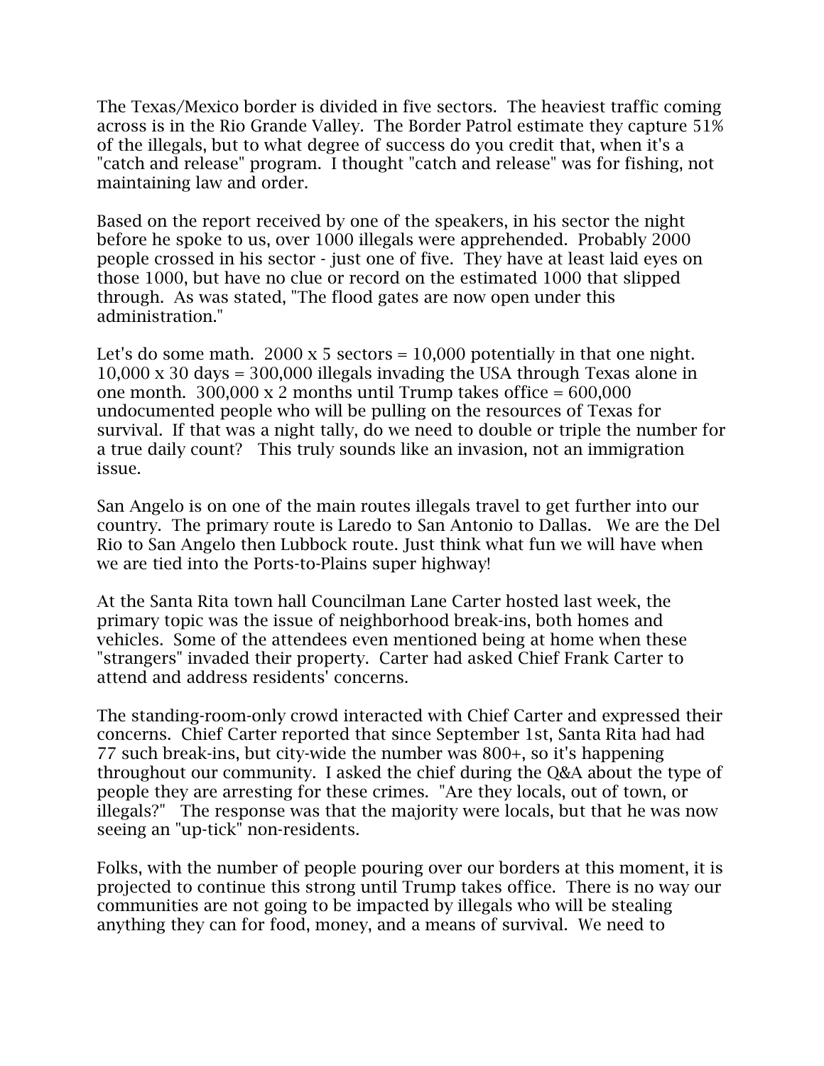The Texas/Mexico border is divided in five sectors. The heaviest traffic coming across is in the Rio Grande Valley. The Border Patrol estimate they capture 51% of the illegals, but to what degree of success do you credit that, when it's a "catch and release" program. I thought "catch and release" was for fishing, not maintaining law and order.

Based on the report received by one of the speakers, in his sector the night before he spoke to us, over 1000 illegals were apprehended. Probably 2000 people crossed in his sector - just one of five. They have at least laid eyes on those 1000, but have no clue or record on the estimated 1000 that slipped through. As was stated, "The flood gates are now open under this administration."

Let's do some math. 2000 x 5 sectors = 10,000 potentially in that one night. 10,000 x 30 days = 300,000 illegals invading the USA through Texas alone in one month. 300,000 x 2 months until Trump takes office = 600,000 undocumented people who will be pulling on the resources of Texas for survival. If that was a night tally, do we need to double or triple the number for a true daily count? This truly sounds like an invasion, not an immigration issue.

San Angelo is on one of the main routes illegals travel to get further into our country. The primary route is Laredo to San Antonio to Dallas. We are the Del Rio to San Angelo then Lubbock route. Just think what fun we will have when we are tied into the Ports-to-Plains super highway!

At the Santa Rita town hall Councilman Lane Carter hosted last week, the primary topic was the issue of neighborhood break-ins, both homes and vehicles. Some of the attendees even mentioned being at home when these "strangers" invaded their property. Carter had asked Chief Frank Carter to attend and address residents' concerns.

The standing-room-only crowd interacted with Chief Carter and expressed their concerns. Chief Carter reported that since September 1st, Santa Rita had had 77 such break-ins, but city-wide the number was 800+, so it's happening throughout our community. I asked the chief during the Q&A about the type of people they are arresting for these crimes. "Are they locals, out of town, or illegals?" The response was that the majority were locals, but that he was now seeing an "up-tick" non-residents.

Folks, with the number of people pouring over our borders at this moment, it is projected to continue this strong until Trump takes office. There is no way our communities are not going to be impacted by illegals who will be stealing anything they can for food, money, and a means of survival. We need to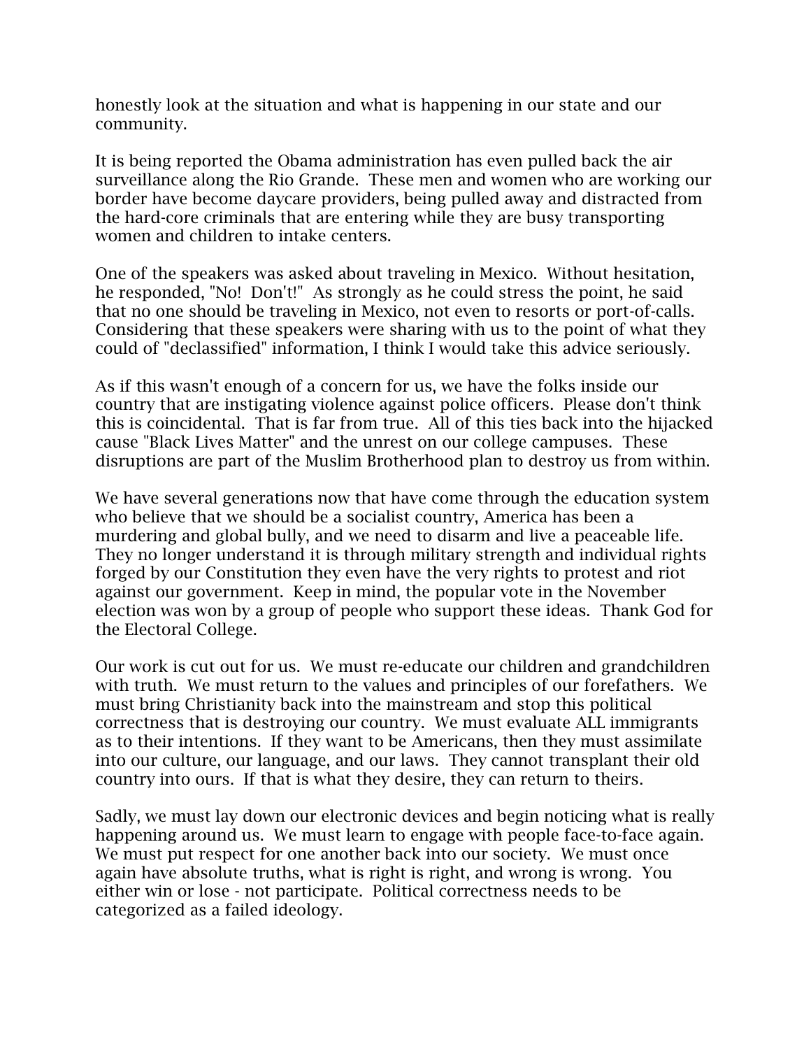honestly look at the situation and what is happening in our state and our community.

It is being reported the Obama administration has even pulled back the air surveillance along the Rio Grande. These men and women who are working our border have become daycare providers, being pulled away and distracted from the hard-core criminals that are entering while they are busy transporting women and children to intake centers.

One of the speakers was asked about traveling in Mexico. Without hesitation, he responded, "No! Don't!" As strongly as he could stress the point, he said that no one should be traveling in Mexico, not even to resorts or port-of-calls. Considering that these speakers were sharing with us to the point of what they could of "declassified" information, I think I would take this advice seriously.

As if this wasn't enough of a concern for us, we have the folks inside our country that are instigating violence against police officers. Please don't think this is coincidental. That is far from true. All of this ties back into the hijacked cause "Black Lives Matter" and the unrest on our college campuses. These disruptions are part of the Muslim Brotherhood plan to destroy us from within.

We have several generations now that have come through the education system who believe that we should be a socialist country, America has been a murdering and global bully, and we need to disarm and live a peaceable life. They no longer understand it is through military strength and individual rights forged by our Constitution they even have the very rights to protest and riot against our government. Keep in mind, the popular vote in the November election was won by a group of people who support these ideas. Thank God for the Electoral College.

Our work is cut out for us. We must re-educate our children and grandchildren with truth. We must return to the values and principles of our forefathers. We must bring Christianity back into the mainstream and stop this political correctness that is destroying our country. We must evaluate ALL immigrants as to their intentions. If they want to be Americans, then they must assimilate into our culture, our language, and our laws. They cannot transplant their old country into ours. If that is what they desire, they can return to theirs.

Sadly, we must lay down our electronic devices and begin noticing what is really happening around us. We must learn to engage with people face-to-face again. We must put respect for one another back into our society. We must once again have absolute truths, what is right is right, and wrong is wrong. You either win or lose - not participate. Political correctness needs to be categorized as a failed ideology.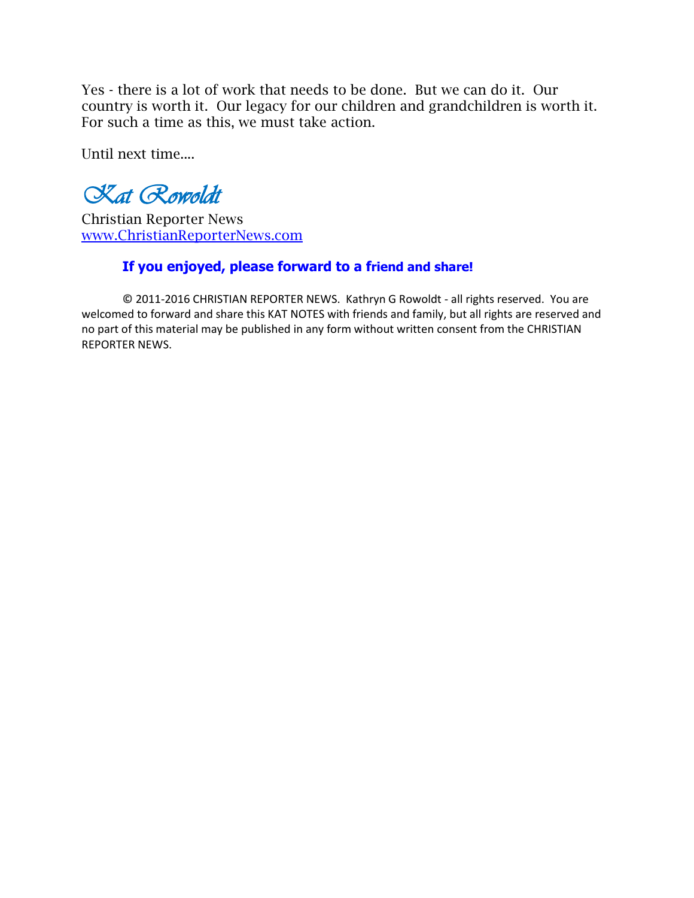Yes - there is a lot of work that needs to be done. But we can do it. Our country is worth it. Our legacy for our children and grandchildren is worth it. For such a time as this, we must take action.

Until next time....

*Kat Rowoldt*

Christian Reporter News
[www.ChristianReporterNews.com](http://www.ChristianReporterNews.com)

**If you enjoyed, please forward to a friend and share!**

© 2011-2016 CHRISTIAN REPORTER NEWS. Kathryn G Rowoldt - all rights reserved. You are welcomed to forward and share this KAT NOTES with friends and family, but all rights are reserved and no part of this material may be published in any form without written consent from the CHRISTIAN REPORTER NEWS.